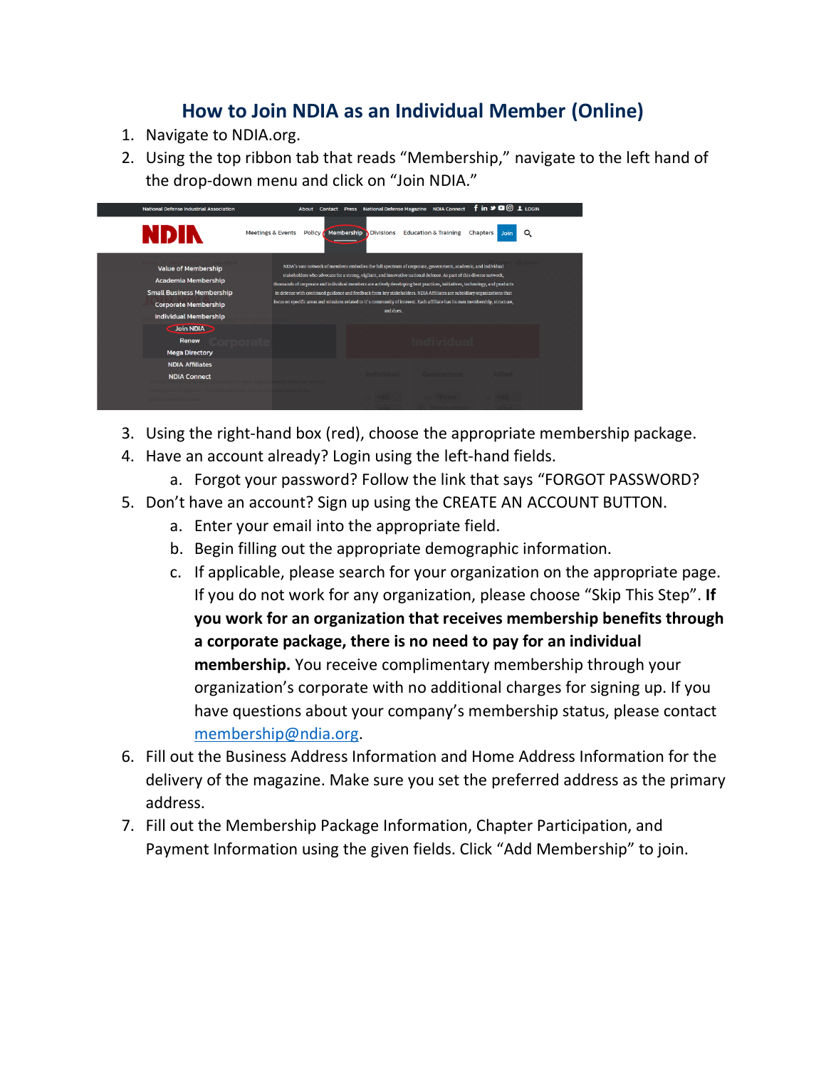# How to Join NDIA as an Individual Member (Online)

1. Navigate to NDIA.org.
2. Using the top ribbon tab that reads “Membership,” navigate to the left hand of the drop-down menu and click on “Join NDIA.”
3. Using the right-hand box (red), choose the appropriate membership package.
4. Have an account already? Login using the left-hand fields.
   a. Forgot your password? Follow the link that says “FORGOT PASSWORD?
5. Don’t have an account? Sign up using the CREATE AN ACCOUNT BUTTON.
   a. Enter your email into the appropriate field.
   b. Begin filling out the appropriate demographic information.
   c. If applicable, please search for your organization on the appropriate page. If you do not work for any organization, please choose “Skip This Step”. **If you work for an organization that receives membership benefits through a corporate package, there is no need to pay for an individual membership.** You receive complimentary membership through your organization’s corporate with no additional charges for signing up. If you have questions about your company’s membership status, please contact membership@ndia.org.
6. Fill out the Business Address Information and Home Address Information for the delivery of the magazine. Make sure you set the preferred address as the primary address.
7. Fill out the Membership Package Information, Chapter Participation, and Payment Information using the given fields. Click “Add Membership” to join.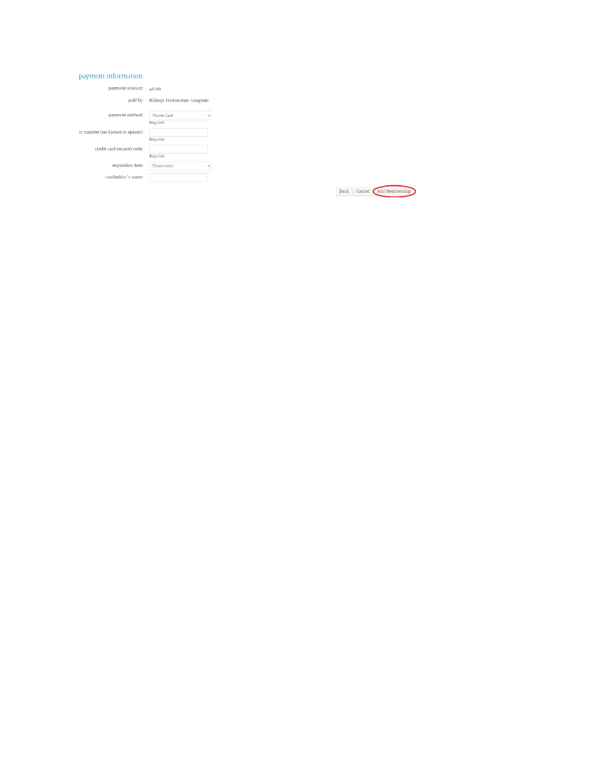## payment information

| | |
|---|---|
| payment amount: | 40.00 |
| paid by: | Billings Fenton Han-Sangmin |
| payment method: | Master Card<br>Required |
| cc number (no dashes or spaces): | Required |
| credit card security code: | Required |
| expiration date: | Please select |
| cardholder's name: | |

Back Cancel Add Membership